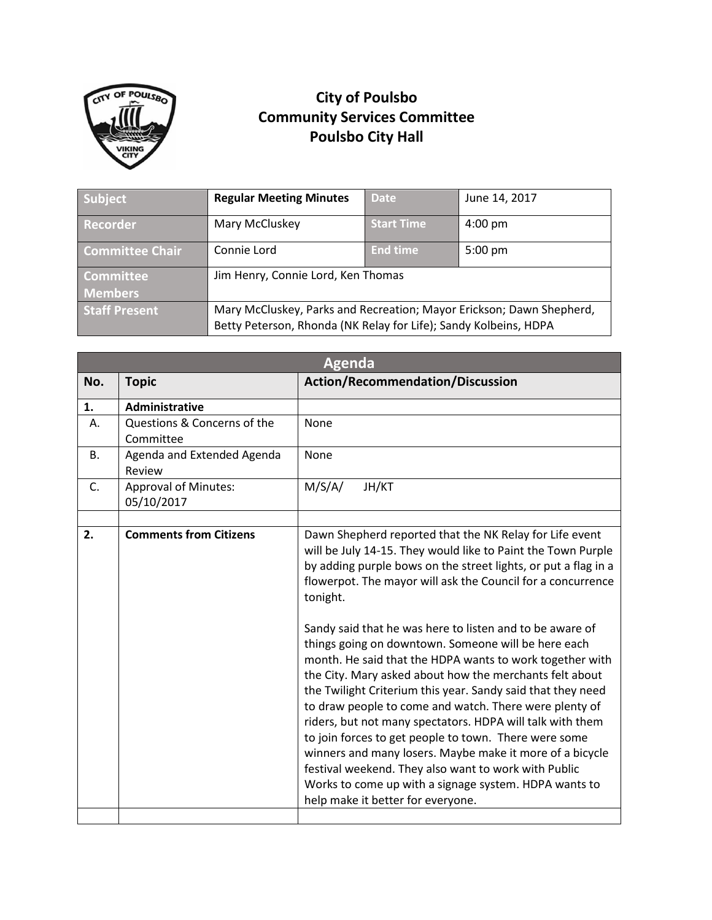# City of Poulsbo
# Community Services Committee
# Poulsbo City Hall

| Subject | Regular Meeting Minutes | Date | June 14, 2017 |
|---|---|---|---|
| Recorder | Mary McCluskey | Start Time | 4:00 pm |
| Committee Chair | Connie Lord | End time | 5:00 pm |
| Committee Members | Jim Henry, Connie Lord, Ken Thomas | | |
| Staff Present | Mary McCluskey, Parks and Recreation; Mayor Erickson; Dawn Shepherd, Betty Peterson, Rhonda (NK Relay for Life); Sandy Kolbeins, HDPA | | |

| Agenda | | |
|---|---|---|
| **No.** | **Topic** | **Action/Recommendation/Discussion** |
| **1.** | **Administrative** | |
| A. | Questions & Concerns of the Committee | None |
| B. | Agenda and Extended Agenda Review | None |
| C. | Approval of Minutes: 05/10/2017 | M/S/A/ JH/KT |
| | | |
| **2.** | **Comments from Citizens** | Dawn Shepherd reported that the NK Relay for Life event will be July 14-15. They would like to Paint the Town Purple by adding purple bows on the street lights, or put a flag in a flowerpot. The mayor will ask the Council for a concurrence tonight.<br><br>Sandy said that he was here to listen and to be aware of things going on downtown. Someone will be here each month. He said that the HDPA wants to work together with the City. Mary asked about how the merchants felt about the Twilight Criterium this year. Sandy said that they need to draw people to come and watch. There were plenty of riders, but not many spectators. HDPA will talk with them to join forces to get people to town. There were some winners and many losers. Maybe make it more of a bicycle festival weekend. They also want to work with Public Works to come up with a signage system. HDPA wants to help make it better for everyone. |
| | | |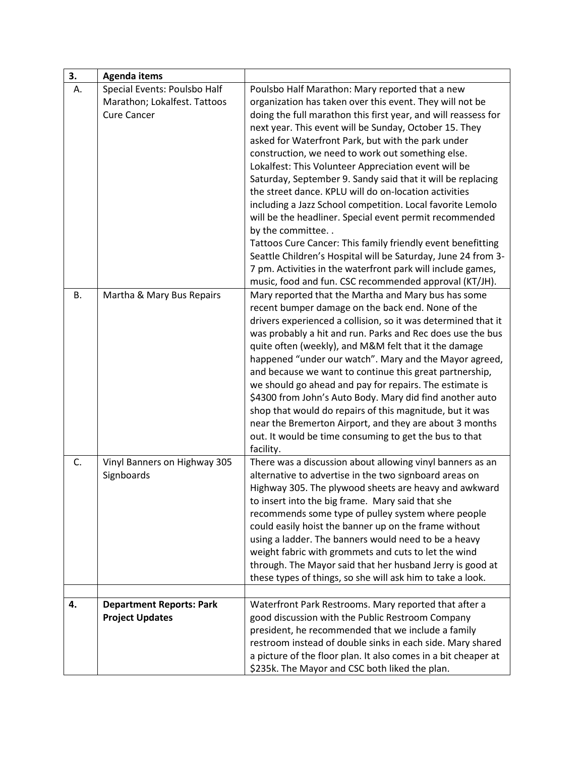| 3. | **Agenda items** | |
|---|---|---|
| A. | Special Events: Poulsbo Half Marathon; Lokalfest. Tattoos Cure Cancer | Poulsbo Half Marathon: Mary reported that a new organization has taken over this event. They will not be doing the full marathon this first year, and will reassess for next year. This event will be Sunday, October 15. They asked for Waterfront Park, but with the park under construction, we need to work out something else. Lokalfest: This Volunteer Appreciation event will be Saturday, September 9. Sandy said that it will be replacing the street dance. KPLU will do on-location activities including a Jazz School competition. Local favorite Lemolo will be the headliner. Special event permit recommended by the committee. . Tattoos Cure Cancer: This family friendly event benefitting Seattle Children's Hospital will be Saturday, June 24 from 3-7 pm. Activities in the waterfront park will include games, music, food and fun. CSC recommended approval (KT/JH). |
| B. | Martha & Mary Bus Repairs | Mary reported that the Martha and Mary bus has some recent bumper damage on the back end. None of the drivers experienced a collision, so it was determined that it was probably a hit and run. Parks and Rec does use the bus quite often (weekly), and M&M felt that it the damage happened "under our watch". Mary and the Mayor agreed, and because we want to continue this great partnership, we should go ahead and pay for repairs. The estimate is $4300 from John's Auto Body. Mary did find another auto shop that would do repairs of this magnitude, but it was near the Bremerton Airport, and they are about 3 months out. It would be time consuming to get the bus to that facility. |
| C. | Vinyl Banners on Highway 305 Signboards | There was a discussion about allowing vinyl banners as an alternative to advertise in the two signboard areas on Highway 305. The plywood sheets are heavy and awkward to insert into the big frame. Mary said that she recommends some type of pulley system where people could easily hoist the banner up on the frame without using a ladder. The banners would need to be a heavy weight fabric with grommets and cuts to let the wind through. The Mayor said that her husband Jerry is good at these types of things, so she will ask him to take a look. |
| | | |
| **4.** | **Department Reports: Park Project Updates** | Waterfront Park Restrooms. Mary reported that after a good discussion with the Public Restroom Company president, he recommended that we include a family restroom instead of double sinks in each side. Mary shared a picture of the floor plan. It also comes in a bit cheaper at $235k. The Mayor and CSC both liked the plan. |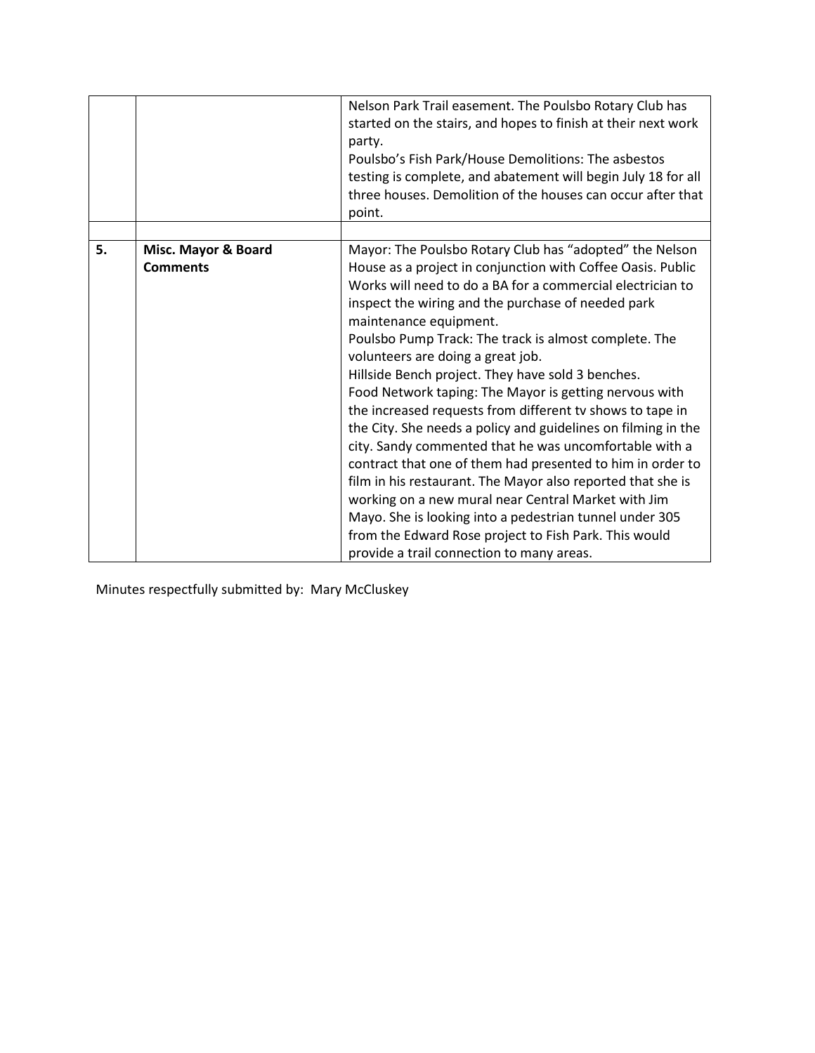| | | |
|---|---|---|
| | | Nelson Park Trail easement. The Poulsbo Rotary Club has started on the stairs, and hopes to finish at their next work party.<br>Poulsbo's Fish Park/House Demolitions: The asbestos testing is complete, and abatement will begin July 18 for all three houses. Demolition of the houses can occur after that point. |
| | | |
| **5.** | **Misc. Mayor & Board Comments** | Mayor: The Poulsbo Rotary Club has "adopted" the Nelson House as a project in conjunction with Coffee Oasis. Public Works will need to do a BA for a commercial electrician to inspect the wiring and the purchase of needed park maintenance equipment.<br>Poulsbo Pump Track: The track is almost complete. The volunteers are doing a great job.<br>Hillside Bench project. They have sold 3 benches.<br>Food Network taping: The Mayor is getting nervous with the increased requests from different tv shows to tape in the City. She needs a policy and guidelines on filming in the city. Sandy commented that he was uncomfortable with a contract that one of them had presented to him in order to film in his restaurant. The Mayor also reported that she is working on a new mural near Central Market with Jim Mayo. She is looking into a pedestrian tunnel under 305 from the Edward Rose project to Fish Park. This would provide a trail connection to many areas. |

Minutes respectfully submitted by: Mary McCluskey